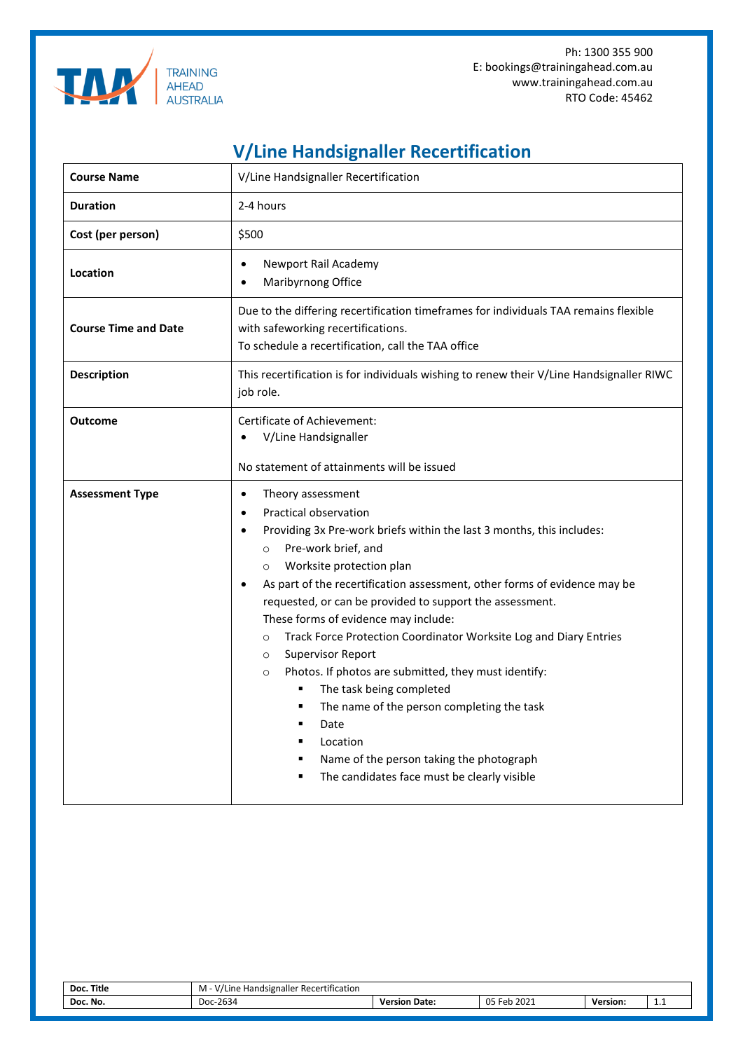Ph: 1300 355 900
E: bookings@trainingahead.com.au
www.trainingahead.com.au
RTO Code: 45462

# V/Line Handsignaller Recertification

| | |
|---|---|
| **Course Name** | V/Line Handsignaller Recertification |
| **Duration** | 2-4 hours |
| **Cost (per person)** | $500 |
| **Location** | • Newport Rail Academy<br>• Maribyrnong Office |
| **Course Time and Date** | Due to the differing recertification timeframes for individuals TAA remains flexible with safeworking recertifications.<br>To schedule a recertification, call the TAA office |
| **Description** | This recertification is for individuals wishing to renew their V/Line Handsignaller RIWC job role. |
| **Outcome** | Certificate of Achievement:<br>• V/Line Handsignaller<br><br>No statement of attainments will be issued |
| **Assessment Type** | • Theory assessment<br>• Practical observation<br>• Providing 3x Pre-work briefs within the last 3 months, this includes:<br>&nbsp;&nbsp;○ Pre-work brief, and<br>&nbsp;&nbsp;○ Worksite protection plan<br>• As part of the recertification assessment, other forms of evidence may be requested, or can be provided to support the assessment.<br>These forms of evidence may include:<br>&nbsp;&nbsp;○ Track Force Protection Coordinator Worksite Log and Diary Entries<br>&nbsp;&nbsp;○ Supervisor Report<br>&nbsp;&nbsp;○ Photos. If photos are submitted, they must identify:<br>&nbsp;&nbsp;&nbsp;&nbsp;▪ The task being completed<br>&nbsp;&nbsp;&nbsp;&nbsp;▪ The name of the person completing the task<br>&nbsp;&nbsp;&nbsp;&nbsp;▪ Date<br>&nbsp;&nbsp;&nbsp;&nbsp;▪ Location<br>&nbsp;&nbsp;&nbsp;&nbsp;▪ Name of the person taking the photograph<br>&nbsp;&nbsp;&nbsp;&nbsp;▪ The candidates face must be clearly visible |

| **Doc. Title** | M - V/Line Handsignaller Recertification | | | | |
|---|---|---|---|---|---|
| **Doc. No.** | Doc-2634 | **Version Date:** | 05 Feb 2021 | **Version:** | 1.1 |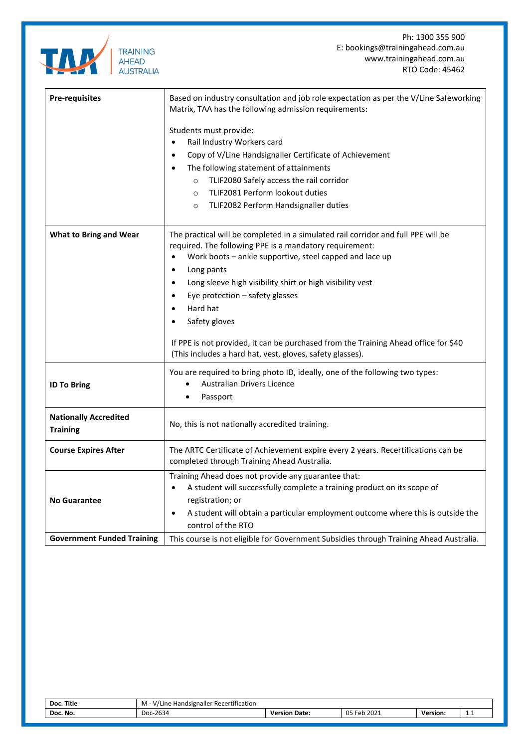| | |
|---|---|
| **Pre-requisites** | Based on industry consultation and job role expectation as per the V/Line Safeworking Matrix, TAA has the following admission requirements:<br><br>Students must provide:<br>• Rail Industry Workers card<br>• Copy of V/Line Handsignaller Certificate of Achievement<br>• The following statement of attainments<br>&nbsp;&nbsp;&nbsp;&nbsp;○ TLIF2080 Safely access the rail corridor<br>&nbsp;&nbsp;&nbsp;&nbsp;○ TLIF2081 Perform lookout duties<br>&nbsp;&nbsp;&nbsp;&nbsp;○ TLIF2082 Perform Handsignaller duties |
| **What to Bring and Wear** | The practical will be completed in a simulated rail corridor and full PPE will be required. The following PPE is a mandatory requirement:<br>• Work boots – ankle supportive, steel capped and lace up<br>• Long pants<br>• Long sleeve high visibility shirt or high visibility vest<br>• Eye protection – safety glasses<br>• Hard hat<br>• Safety gloves<br><br>If PPE is not provided, it can be purchased from the Training Ahead office for $40 (This includes a hard hat, vest, gloves, safety glasses). |
| **ID To Bring** | You are required to bring photo ID, ideally, one of the following two types:<br>• Australian Drivers Licence<br>• Passport |
| **Nationally Accredited Training** | No, this is not nationally accredited training. |
| **Course Expires After** | The ARTC Certificate of Achievement expire every 2 years. Recertifications can be completed through Training Ahead Australia. |
| **No Guarantee** | Training Ahead does not provide any guarantee that:<br>• A student will successfully complete a training product on its scope of registration; or<br>• A student will obtain a particular employment outcome where this is outside the control of the RTO |
| **Government Funded Training** | This course is not eligible for Government Subsidies through Training Ahead Australia. |